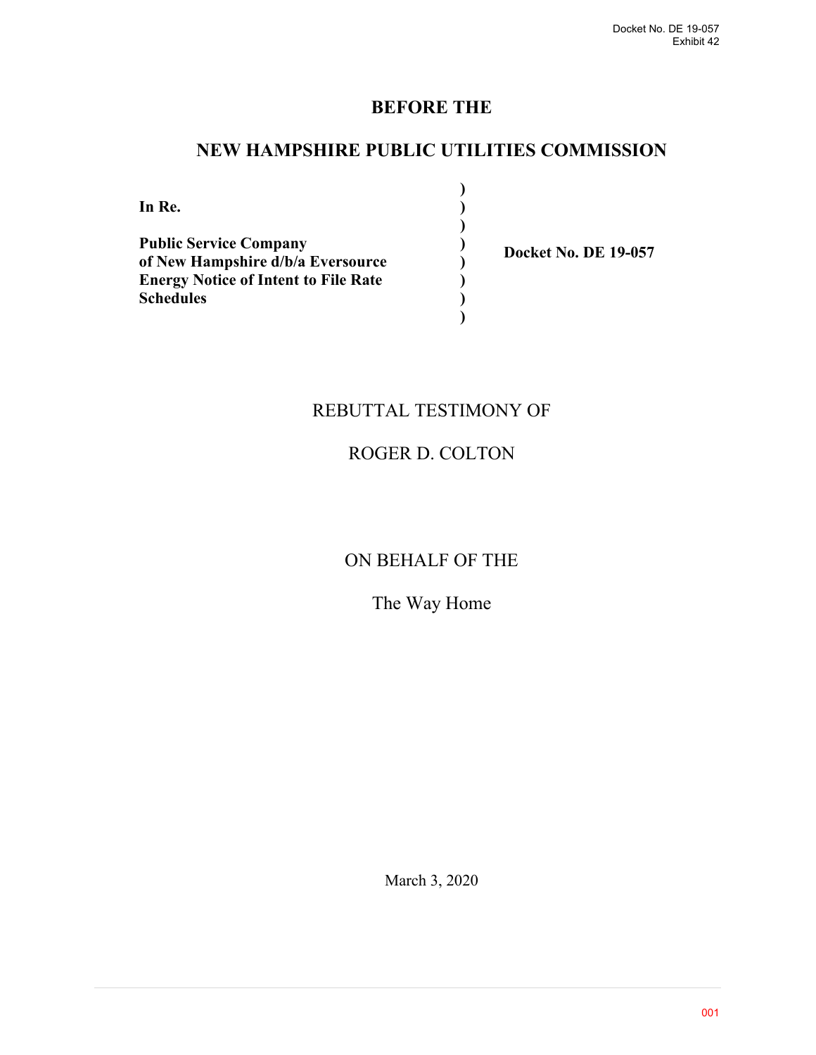# BEFORE THE

# NEW HAMPSHIRE PUBLIC UTILITIES COMMISSION

| | | |
|---|---|---|
| **In Re.** | ) | |
| | ) | |
| **Public Service Company of New Hampshire d/b/a Eversource Energy Notice of Intent to File Rate Schedules** | ) | **Docket No. DE 19-057** |
| | ) | |

REBUTTAL TESTIMONY OF

ROGER D. COLTON

ON BEHALF OF THE

The Way Home

March 3, 2020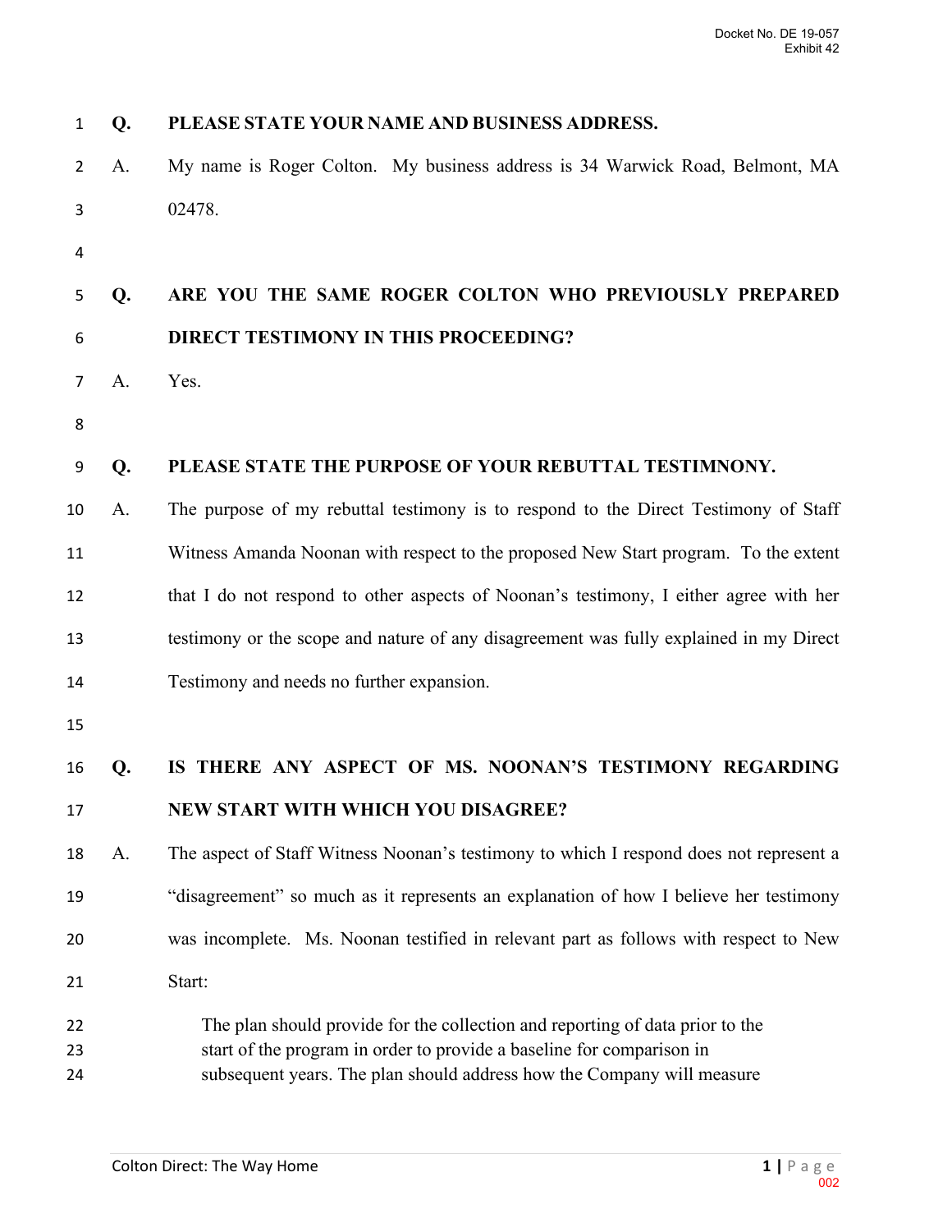**Q. PLEASE STATE YOUR NAME AND BUSINESS ADDRESS.**

A. My name is Roger Colton. My business address is 34 Warwick Road, Belmont, MA 02478.

**Q. ARE YOU THE SAME ROGER COLTON WHO PREVIOUSLY PREPARED DIRECT TESTIMONY IN THIS PROCEEDING?**

A. Yes.

**Q. PLEASE STATE THE PURPOSE OF YOUR REBUTTAL TESTIMNONY.**

A. The purpose of my rebuttal testimony is to respond to the Direct Testimony of Staff Witness Amanda Noonan with respect to the proposed New Start program. To the extent that I do not respond to other aspects of Noonan's testimony, I either agree with her testimony or the scope and nature of any disagreement was fully explained in my Direct Testimony and needs no further expansion.

**Q. IS THERE ANY ASPECT OF MS. NOONAN'S TESTIMONY REGARDING NEW START WITH WHICH YOU DISAGREE?**

A. The aspect of Staff Witness Noonan's testimony to which I respond does not represent a "disagreement" so much as it represents an explanation of how I believe her testimony was incomplete. Ms. Noonan testified in relevant part as follows with respect to New Start:

> The plan should provide for the collection and reporting of data prior to the start of the program in order to provide a baseline for comparison in subsequent years. The plan should address how the Company will measure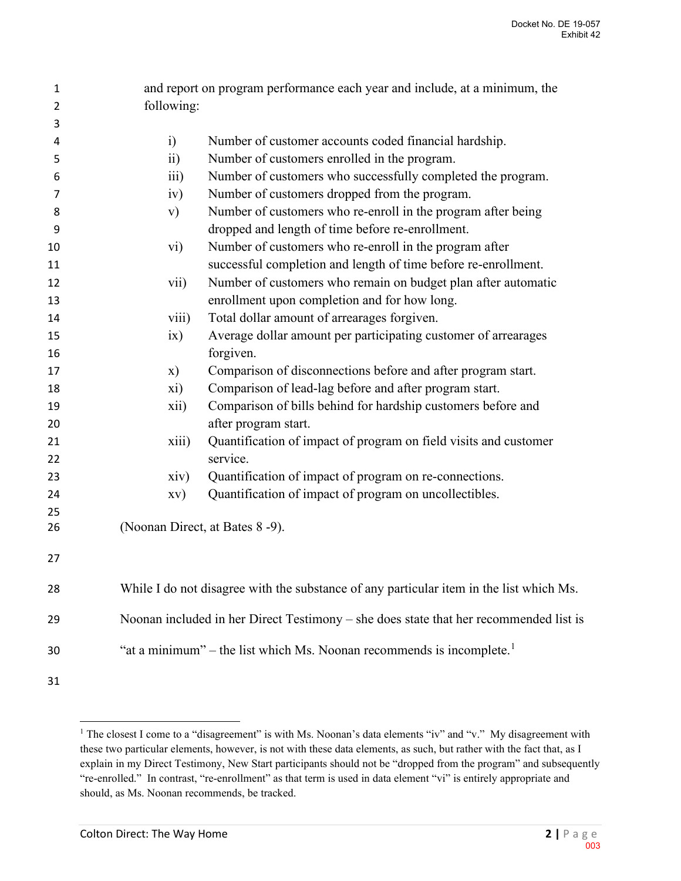and report on program performance each year and include, at a minimum, the following:

i) Number of customer accounts coded financial hardship.
ii) Number of customers enrolled in the program.
iii) Number of customers who successfully completed the program.
iv) Number of customers dropped from the program.
v) Number of customers who re-enroll in the program after being dropped and length of time before re-enrollment.
vi) Number of customers who re-enroll in the program after successful completion and length of time before re-enrollment.
vii) Number of customers who remain on budget plan after automatic enrollment upon completion and for how long.
viii) Total dollar amount of arrearages forgiven.
ix) Average dollar amount per participating customer of arrearages forgiven.
x) Comparison of disconnections before and after program start.
xi) Comparison of lead-lag before and after program start.
xii) Comparison of bills behind for hardship customers before and after program start.
xiii) Quantification of impact of program on field visits and customer service.
xiv) Quantification of impact of program on re-connections.
xv) Quantification of impact of program on uncollectibles.

(Noonan Direct, at Bates 8 -9).

While I do not disagree with the substance of any particular item in the list which Ms. Noonan included in her Direct Testimony – she does state that her recommended list is "at a minimum" – the list which Ms. Noonan recommends is incomplete.[1]

---

[1] The closest I come to a "disagreement" is with Ms. Noonan's data elements "iv" and "v." My disagreement with these two particular elements, however, is not with these data elements, as such, but rather with the fact that, as I explain in my Direct Testimony, New Start participants should not be "dropped from the program" and subsequently "re-enrolled." In contrast, "re-enrollment" as that term is used in data element "vi" is entirely appropriate and should, as Ms. Noonan recommends, be tracked.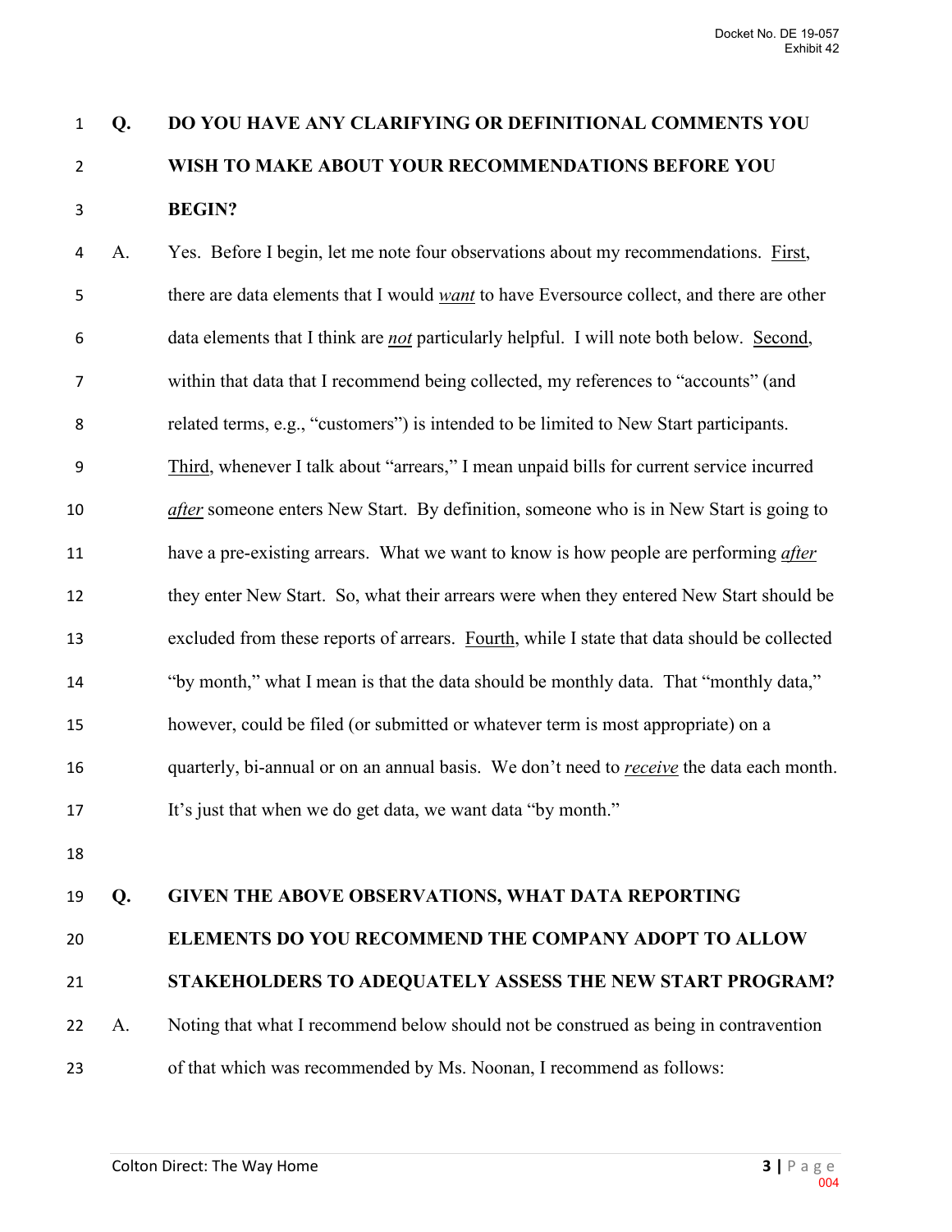**Q. DO YOU HAVE ANY CLARIFYING OR DEFINITIONAL COMMENTS YOU WISH TO MAKE ABOUT YOUR RECOMMENDATIONS BEFORE YOU BEGIN?**

A. Yes. Before I begin, let me note four observations about my recommendations. First, there are data elements that I would ***want*** to have Eversource collect, and there are other data elements that I think are ***not*** particularly helpful. I will note both below. Second, within that data that I recommend being collected, my references to "accounts" (and related terms, e.g., "customers") is intended to be limited to New Start participants. Third, whenever I talk about "arrears," I mean unpaid bills for current service incurred *after* someone enters New Start. By definition, someone who is in New Start is going to have a pre-existing arrears. What we want to know is how people are performing *after* they enter New Start. So, what their arrears were when they entered New Start should be excluded from these reports of arrears. Fourth, while I state that data should be collected "by month," what I mean is that the data should be monthly data. That "monthly data," however, could be filed (or submitted or whatever term is most appropriate) on a quarterly, bi-annual or on an annual basis. We don't need to *receive* the data each month. It's just that when we do get data, we want data "by month."

**Q. GIVEN THE ABOVE OBSERVATIONS, WHAT DATA REPORTING ELEMENTS DO YOU RECOMMEND THE COMPANY ADOPT TO ALLOW STAKEHOLDERS TO ADEQUATELY ASSESS THE NEW START PROGRAM?**

A. Noting that what I recommend below should not be construed as being in contravention of that which was recommended by Ms. Noonan, I recommend as follows: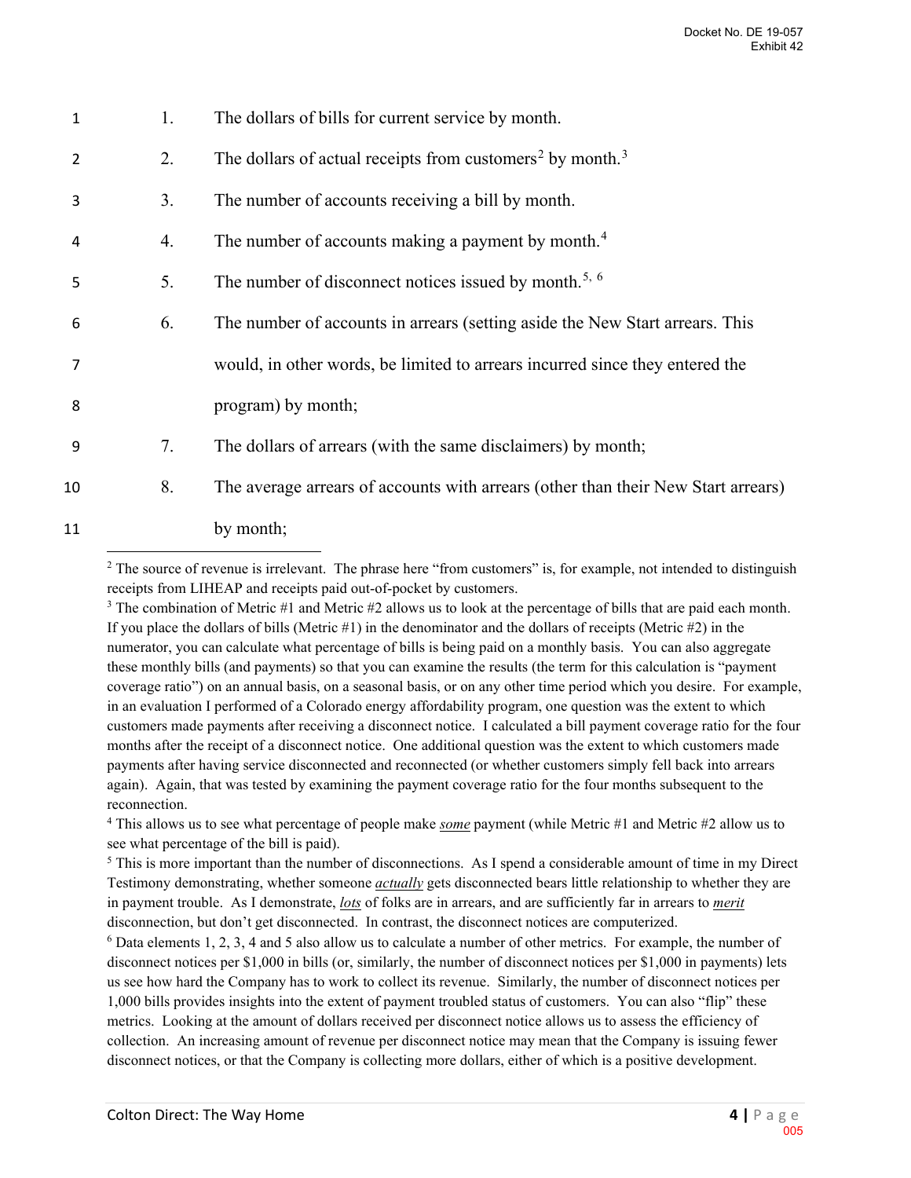1. The dollars of bills for current service by month.
2. The dollars of actual receipts from customers[2] by month.[3]
3. The number of accounts receiving a bill by month.
4. The number of accounts making a payment by month.[4]
5. The number of disconnect notices issued by month.[5, 6]
6. The number of accounts in arrears (setting aside the New Start arrears. This would, in other words, be limited to arrears incurred since they entered the program) by month;
7. The dollars of arrears (with the same disclaimers) by month;
8. The average arrears of accounts with arrears (other than their New Start arrears) by month;

---

[2] The source of revenue is irrelevant. The phrase here "from customers" is, for example, not intended to distinguish receipts from LIHEAP and receipts paid out-of-pocket by customers.

[3] The combination of Metric #1 and Metric #2 allows us to look at the percentage of bills that are paid each month. If you place the dollars of bills (Metric #1) in the denominator and the dollars of receipts (Metric #2) in the numerator, you can calculate what percentage of bills is being paid on a monthly basis. You can also aggregate these monthly bills (and payments) so that you can examine the results (the term for this calculation is "payment coverage ratio") on an annual basis, on a seasonal basis, or on any other time period which you desire. For example, in an evaluation I performed of a Colorado energy affordability program, one question was the extent to which customers made payments after receiving a disconnect notice. I calculated a bill payment coverage ratio for the four months after the receipt of a disconnect notice. One additional question was the extent to which customers made payments after having service disconnected and reconnected (or whether customers simply fell back into arrears again). Again, that was tested by examining the payment coverage ratio for the four months subsequent to the reconnection.

[4] This allows us to see what percentage of people make ***some*** payment (while Metric #1 and Metric #2 allow us to see what percentage of the bill is paid).

[5] This is more important than the number of disconnections. As I spend a considerable amount of time in my Direct Testimony demonstrating, whether someone ***actually*** gets disconnected bears little relationship to whether they are in payment trouble. As I demonstrate, ***lots*** of folks are in arrears, and are sufficiently far in arrears to ***merit*** disconnection, but don't get disconnected. In contrast, the disconnect notices are computerized.

[6] Data elements 1, 2, 3, 4 and 5 also allow us to calculate a number of other metrics. For example, the number of disconnect notices per $1,000 in bills (or, similarly, the number of disconnect notices per $1,000 in payments) lets us see how hard the Company has to work to collect its revenue. Similarly, the number of disconnect notices per 1,000 bills provides insights into the extent of payment troubled status of customers. You can also "flip" these metrics. Looking at the amount of dollars received per disconnect notice allows us to assess the efficiency of collection. An increasing amount of revenue per disconnect notice may mean that the Company is issuing fewer disconnect notices, or that the Company is collecting more dollars, either of which is a positive development.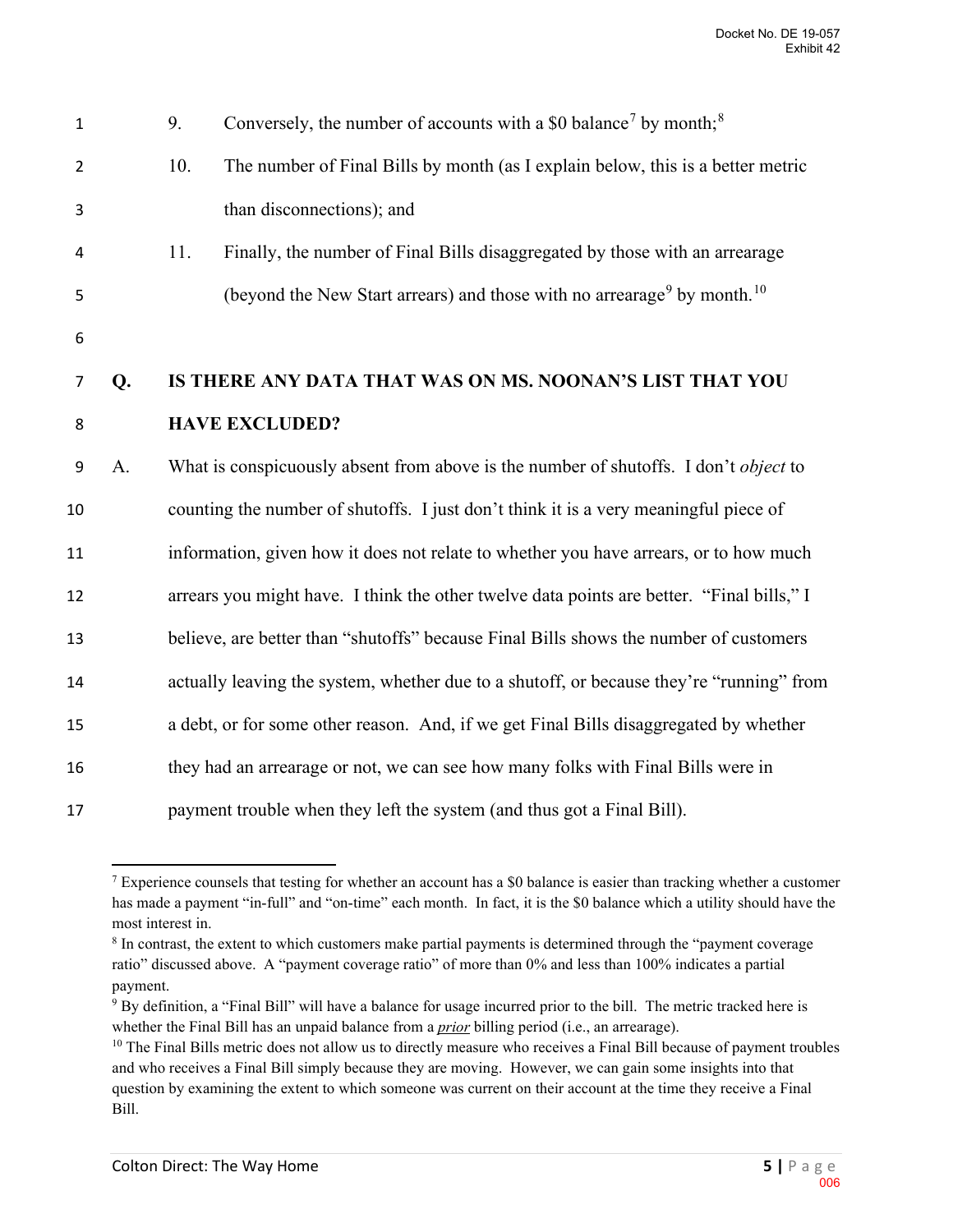9. Conversely, the number of accounts with a $0 balance[7] by month;[8]

10. The number of Final Bills by month (as I explain below, this is a better metric than disconnections); and

11. Finally, the number of Final Bills disaggregated by those with an arrearage (beyond the New Start arrears) and those with no arrearage[9] by month.[10]

**Q. IS THERE ANY DATA THAT WAS ON MS. NOONAN'S LIST THAT YOU HAVE EXCLUDED?**

A. What is conspicuously absent from above is the number of shutoffs. I don't *object* to counting the number of shutoffs. I just don't think it is a very meaningful piece of information, given how it does not relate to whether you have arrears, or to how much arrears you might have. I think the other twelve data points are better. "Final bills," I believe, are better than "shutoffs" because Final Bills shows the number of customers actually leaving the system, whether due to a shutoff, or because they're "running" from a debt, or for some other reason. And, if we get Final Bills disaggregated by whether they had an arrearage or not, we can see how many folks with Final Bills were in payment trouble when they left the system (and thus got a Final Bill).

---

[7] Experience counsels that testing for whether an account has a $0 balance is easier than tracking whether a customer has made a payment "in-full" and "on-time" each month. In fact, it is the $0 balance which a utility should have the most interest in.

[8] In contrast, the extent to which customers make partial payments is determined through the "payment coverage ratio" discussed above. A "payment coverage ratio" of more than 0% and less than 100% indicates a partial payment.

[9] By definition, a "Final Bill" will have a balance for usage incurred prior to the bill. The metric tracked here is whether the Final Bill has an unpaid balance from a ***prior*** billing period (i.e., an arrearage).

[10] The Final Bills metric does not allow us to directly measure who receives a Final Bill because of payment troubles and who receives a Final Bill simply because they are moving. However, we can gain some insights into that question by examining the extent to which someone was current on their account at the time they receive a Final Bill.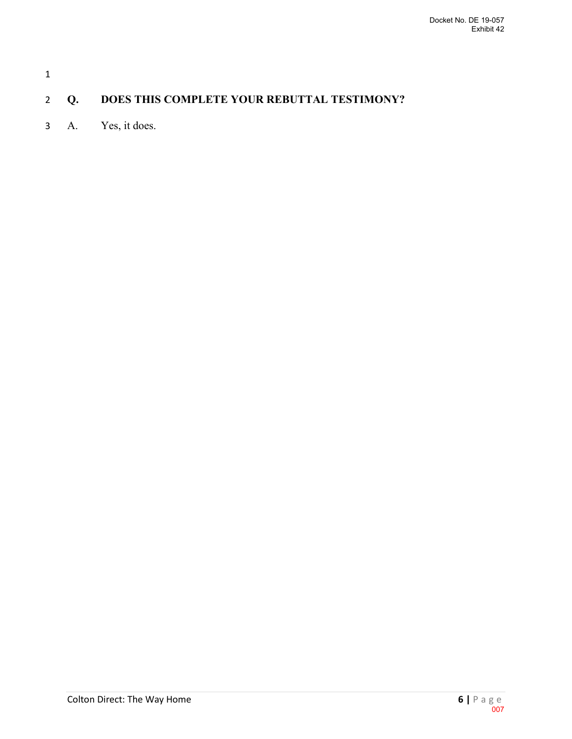**Q. DOES THIS COMPLETE YOUR REBUTTAL TESTIMONY?**

A. Yes, it does.